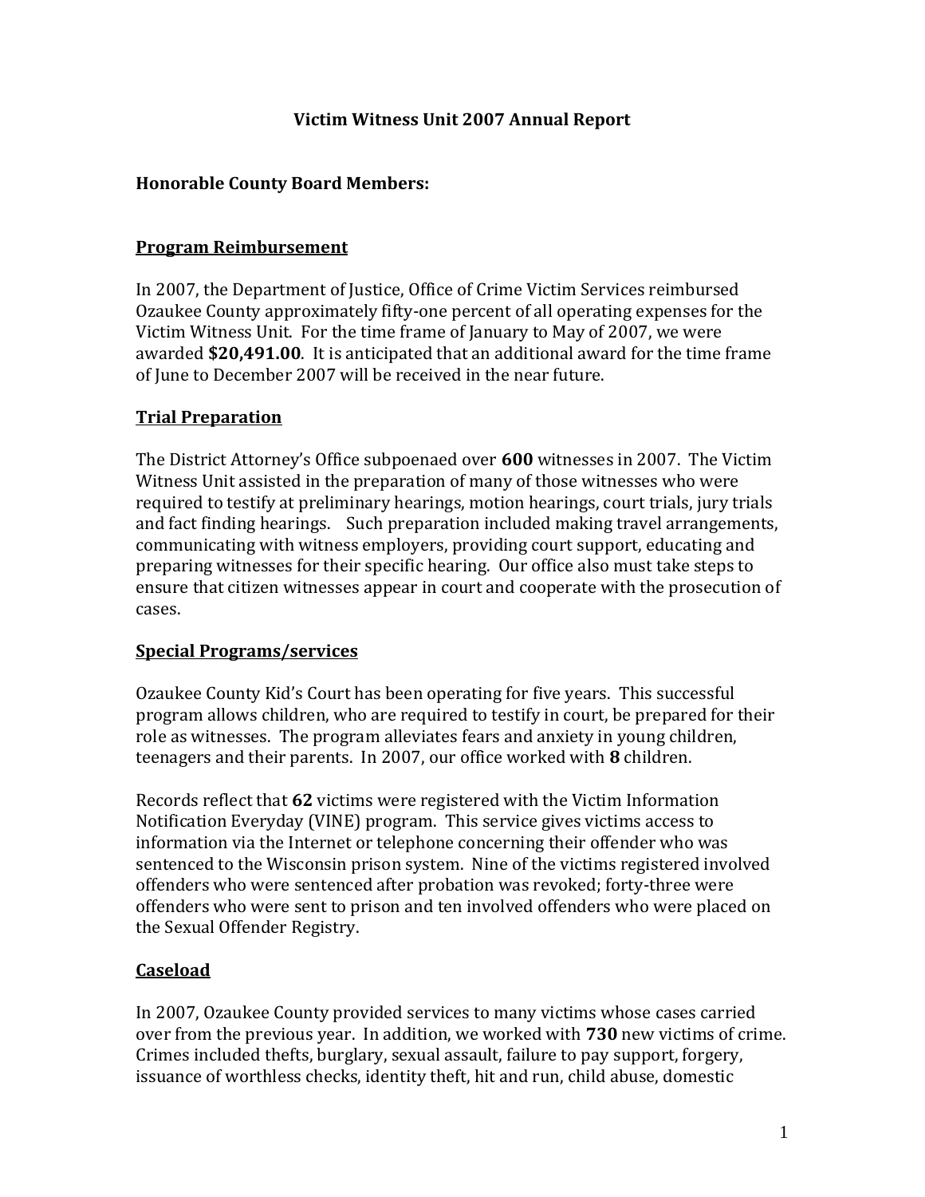# Victim Witness Unit 2007 Annual Report

**Honorable County Board Members:**

## Program Reimbursement

In 2007, the Department of Justice, Office of Crime Victim Services reimbursed Ozaukee County approximately fifty-one percent of all operating expenses for the Victim Witness Unit. For the time frame of January to May of 2007, we were awarded **$20,491.00**. It is anticipated that an additional award for the time frame of June to December 2007 will be received in the near future.

## Trial Preparation

The District Attorney's Office subpoenaed over **600** witnesses in 2007. The Victim Witness Unit assisted in the preparation of many of those witnesses who were required to testify at preliminary hearings, motion hearings, court trials, jury trials and fact finding hearings. Such preparation included making travel arrangements, communicating with witness employers, providing court support, educating and preparing witnesses for their specific hearing. Our office also must take steps to ensure that citizen witnesses appear in court and cooperate with the prosecution of cases.

## Special Programs/services

Ozaukee County Kid's Court has been operating for five years. This successful program allows children, who are required to testify in court, be prepared for their role as witnesses. The program alleviates fears and anxiety in young children, teenagers and their parents. In 2007, our office worked with **8** children.

Records reflect that **62** victims were registered with the Victim Information Notification Everyday (VINE) program. This service gives victims access to information via the Internet or telephone concerning their offender who was sentenced to the Wisconsin prison system. Nine of the victims registered involved offenders who were sentenced after probation was revoked; forty-three were offenders who were sent to prison and ten involved offenders who were placed on the Sexual Offender Registry.

## Caseload

In 2007, Ozaukee County provided services to many victims whose cases carried over from the previous year. In addition, we worked with **730** new victims of crime. Crimes included thefts, burglary, sexual assault, failure to pay support, forgery, issuance of worthless checks, identity theft, hit and run, child abuse, domestic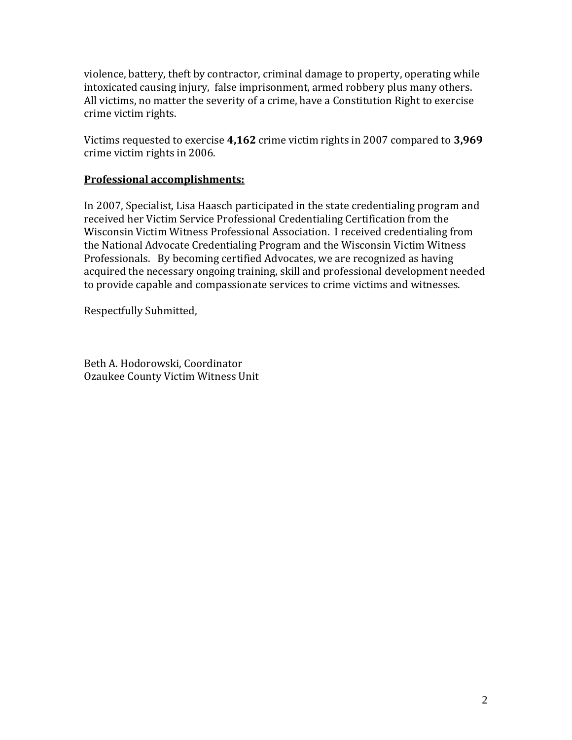violence, battery, theft by contractor, criminal damage to property, operating while intoxicated causing injury, false imprisonment, armed robbery plus many others. All victims, no matter the severity of a crime, have a Constitution Right to exercise crime victim rights.

Victims requested to exercise **4,162** crime victim rights in 2007 compared to **3,969** crime victim rights in 2006.

**<u>Professional accomplishments:</u>**

In 2007, Specialist, Lisa Haasch participated in the state credentialing program and received her Victim Service Professional Credentialing Certification from the Wisconsin Victim Witness Professional Association. I received credentialing from the National Advocate Credentialing Program and the Wisconsin Victim Witness Professionals. By becoming certified Advocates, we are recognized as having acquired the necessary ongoing training, skill and professional development needed to provide capable and compassionate services to crime victims and witnesses.

Respectfully Submitted,

Beth A. Hodorowski, Coordinator
Ozaukee County Victim Witness Unit